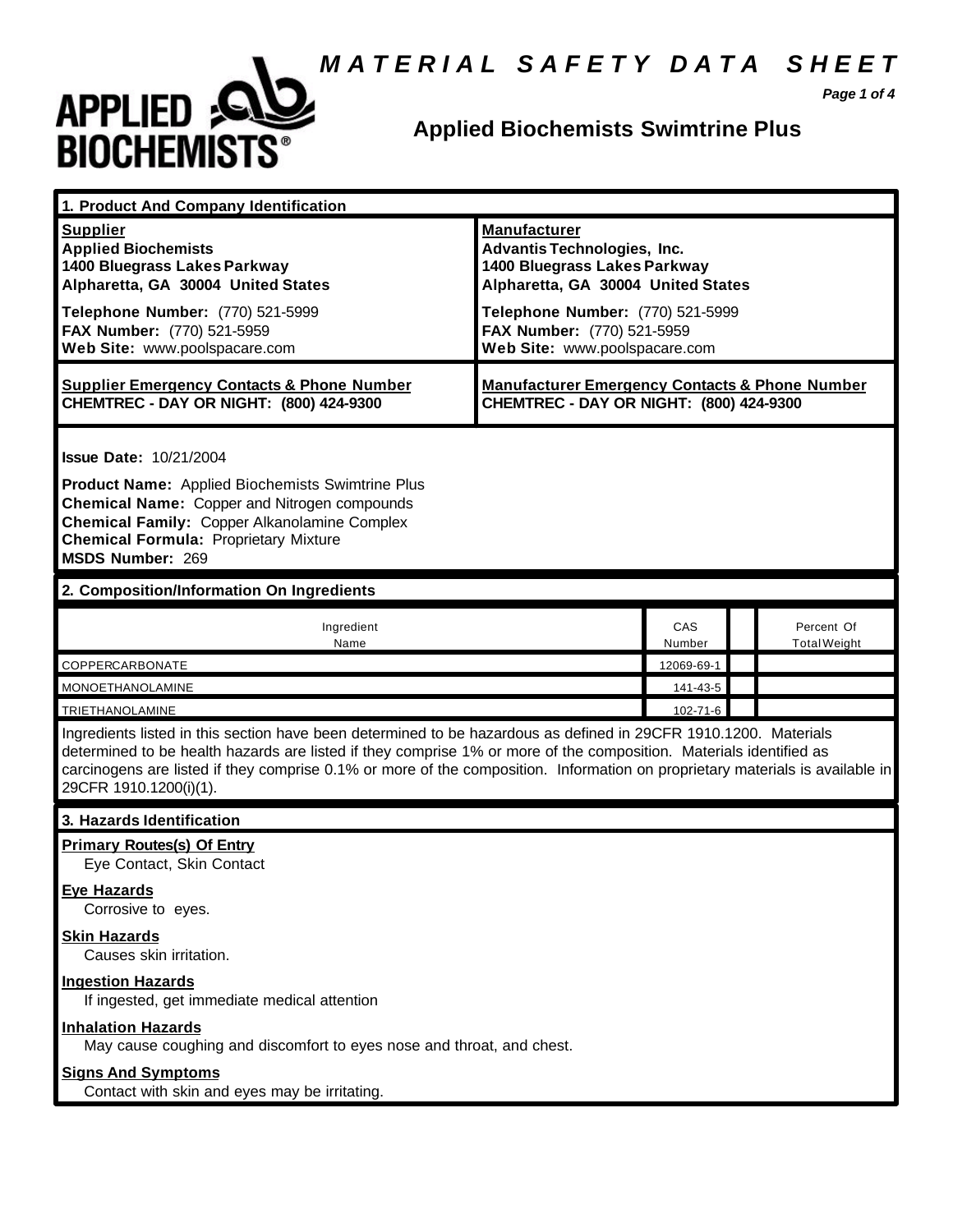# MATERIAL SAFETY DATA SHEET

## Applied Biochemists Swimtrine Plus

## 1. Product And Company Identification

| **Supplier** | **Manufacturer** |
|---|---|
| **Applied Biochemists** | **Advantis Technologies, Inc.** |
| **1400 Bluegrass Lakes Parkway** | **1400 Bluegrass Lakes Parkway** |
| **Alpharetta, GA 30004 United States** | **Alpharetta, GA 30004 United States** |
| **Telephone Number:** (770) 521-5999 | **Telephone Number:** (770) 521-5999 |
| **FAX Number:** (770) 521-5959 | **FAX Number:** (770) 521-5959 |
| **Web Site:** www.poolspacare.com | **Web Site:** www.poolspacare.com |
| **Supplier Emergency Contacts & Phone Number** | **Manufacturer Emergency Contacts & Phone Number** |
| **CHEMTREC - DAY OR NIGHT: (800) 424-9300** | **CHEMTREC - DAY OR NIGHT: (800) 424-9300** |

**Issue Date:** 10/21/2004

**Product Name:** Applied Biochemists Swimtrine Plus
**Chemical Name:** Copper and Nitrogen compounds
**Chemical Family:** Copper Alkanolamine Complex
**Chemical Formula:** Proprietary Mixture
**MSDS Number:** 269

## 2. Composition/Information On Ingredients

| Ingredient Name | CAS Number | | Percent Of Total Weight |
|---|---|---|---|
| COPPERCARBONATE | 12069-69-1 | | |
| MONOETHANOLAMINE | 141-43-5 | | |
| TRIETHANOLAMINE | 102-71-6 | | |

Ingredients listed in this section have been determined to be hazardous as defined in 29CFR 1910.1200. Materials determined to be health hazards are listed if they comprise 1% or more of the composition. Materials identified as carcinogens are listed if they comprise 0.1% or more of the composition. Information on proprietary materials is available in 29CFR 1910.1200(i)(1).

## 3. Hazards Identification

**Primary Routes(s) Of Entry**
Eye Contact, Skin Contact

**Eye Hazards**
Corrosive to eyes.

**Skin Hazards**
Causes skin irritation.

**Ingestion Hazards**
If ingested, get immediate medical attention

**Inhalation Hazards**
May cause coughing and discomfort to eyes nose and throat, and chest.

**Signs And Symptoms**
Contact with skin and eyes may be irritating.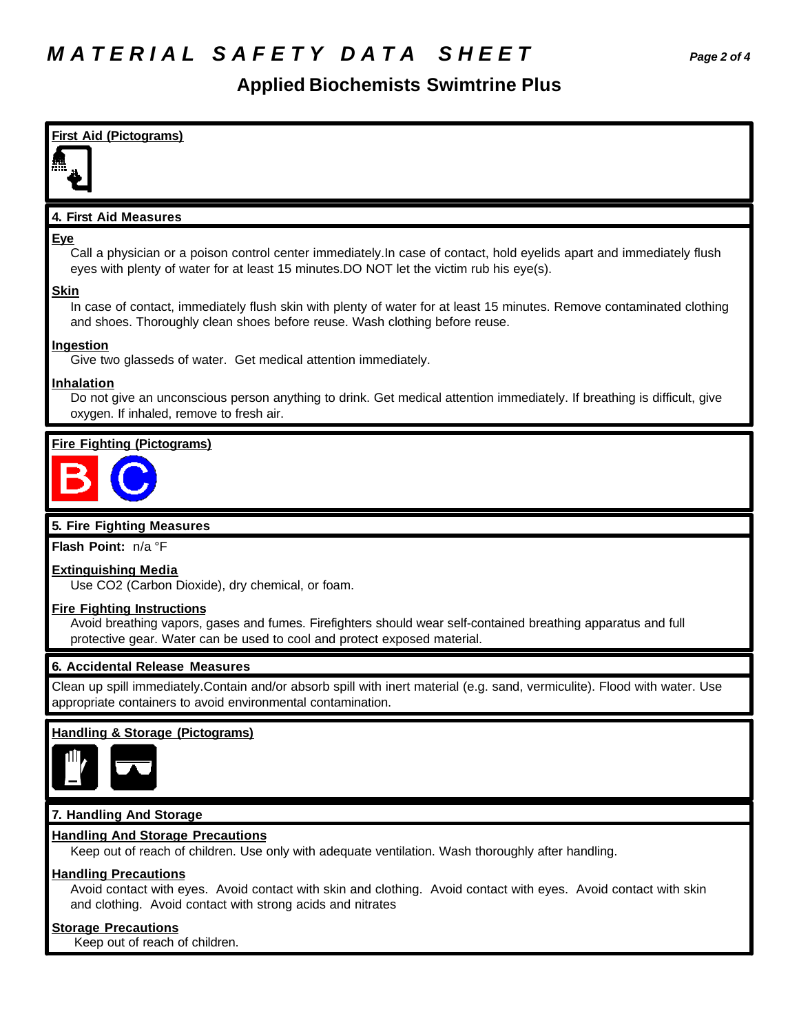# MATERIAL SAFETY DATA SHEET

## Applied Biochemists Swimtrine Plus

**First Aid (Pictograms)**

### 4. First Aid Measures

**Eye**

Call a physician or a poison control center immediately.In case of contact, hold eyelids apart and immediately flush eyes with plenty of water for at least 15 minutes.DO NOT let the victim rub his eye(s).

**Skin**

In case of contact, immediately flush skin with plenty of water for at least 15 minutes. Remove contaminated clothing and shoes. Thoroughly clean shoes before reuse. Wash clothing before reuse.

**Ingestion**

Give two glasseds of water. Get medical attention immediately.

**Inhalation**

Do not give an unconscious person anything to drink. Get medical attention immediately. If breathing is difficult, give oxygen. If inhaled, remove to fresh air.

**Fire Fighting (Pictograms)**

### 5. Fire Fighting Measures

**Flash Point:** n/a °F

**Extinguishing Media**

Use CO2 (Carbon Dioxide), dry chemical, or foam.

**Fire Fighting Instructions**

Avoid breathing vapors, gases and fumes. Firefighters should wear self-contained breathing apparatus and full protective gear. Water can be used to cool and protect exposed material.

### 6. Accidental Release Measures

Clean up spill immediately.Contain and/or absorb spill with inert material (e.g. sand, vermiculite). Flood with water. Use appropriate containers to avoid environmental contamination.

**Handling & Storage (Pictograms)**

### 7. Handling And Storage

**Handling And Storage Precautions**

Keep out of reach of children. Use only with adequate ventilation. Wash thoroughly after handling.

**Handling Precautions**

Avoid contact with eyes. Avoid contact with skin and clothing. Avoid contact with eyes. Avoid contact with skin and clothing. Avoid contact with strong acids and nitrates

**Storage Precautions**

Keep out of reach of children.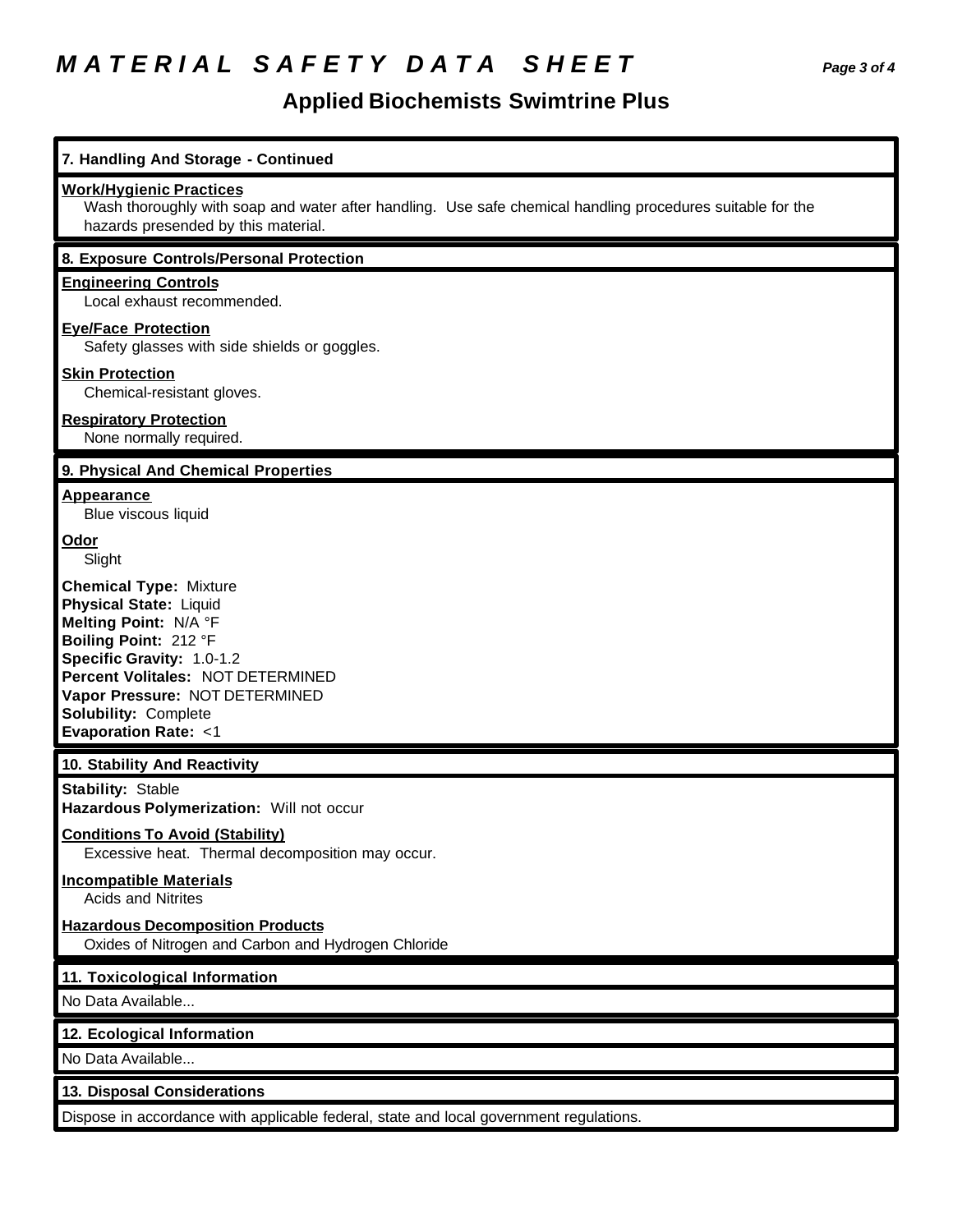## 7. Handling And Storage - Continued

**Work/Hygienic Practices**

Wash thoroughly with soap and water after handling. Use safe chemical handling procedures suitable for the hazards presended by this material.

## 8. Exposure Controls/Personal Protection

**Engineering Controls**

Local exhaust recommended.

**Eye/Face Protection**

Safety glasses with side shields or goggles.

**Skin Protection**

Chemical-resistant gloves.

**Respiratory Protection**

None normally required.

## 9. Physical And Chemical Properties

**Appearance**

Blue viscous liquid

**Odor**

Slight

**Chemical Type:** Mixture
**Physical State:** Liquid
**Melting Point:** N/A °F
**Boiling Point:** 212 °F
**Specific Gravity:** 1.0-1.2
**Percent Volitales:** NOT DETERMINED
**Vapor Pressure:** NOT DETERMINED
**Solubility:** Complete
**Evaporation Rate:** <1

## 10. Stability And Reactivity

**Stability:** Stable
**Hazardous Polymerization:** Will not occur

**Conditions To Avoid (Stability)**

Excessive heat. Thermal decomposition may occur.

**Incompatible Materials**

Acids and Nitrites

**Hazardous Decomposition Products**

Oxides of Nitrogen and Carbon and Hydrogen Chloride

## 11. Toxicological Information

No Data Available...

## 12. Ecological Information

No Data Available...

## 13. Disposal Considerations

Dispose in accordance with applicable federal, state and local government regulations.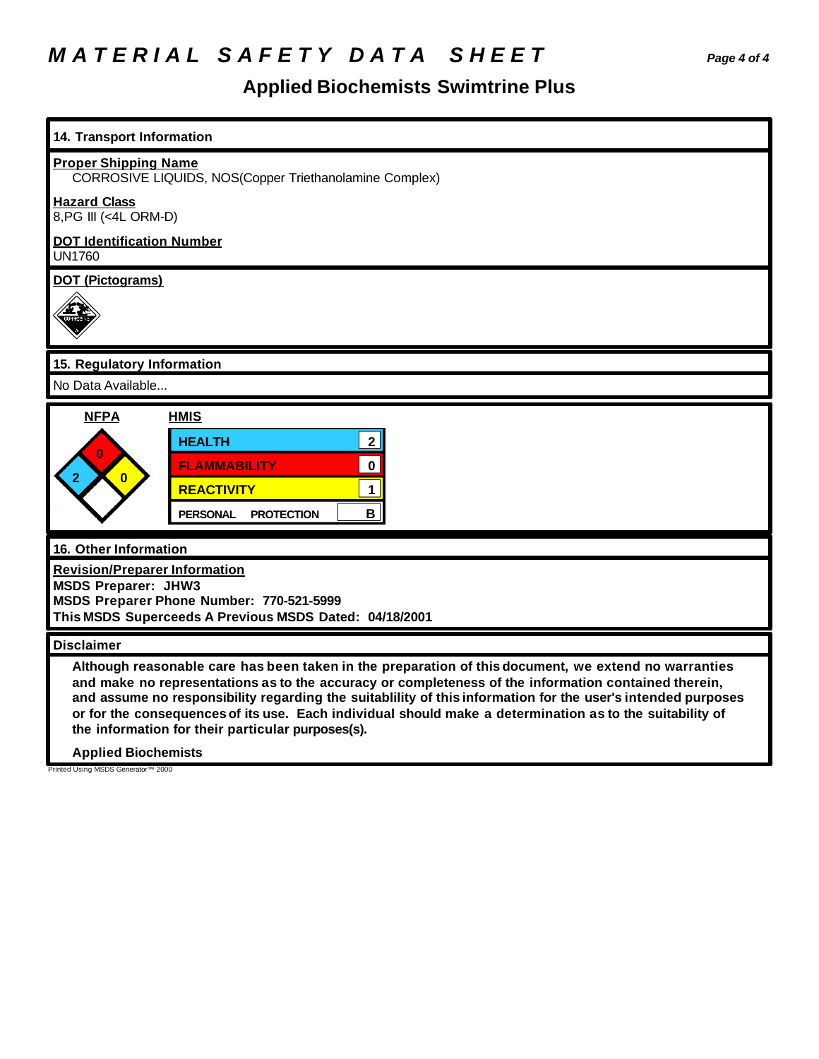# MATERIAL SAFETY DATA SHEET

## Applied Biochemists Swimtrine Plus

### 14. Transport Information

**Proper Shipping Name**
CORROSIVE LIQUIDS, NOS(Copper Triethanolamine Complex)

**Hazard Class**
8,PG III (<4L ORM-D)

**DOT Identification Number**
UN1760

**DOT (Pictograms)**

### 15. Regulatory Information

No Data Available...

**NFPA**

0
2 0

**HMIS**

| | |
|---|---|
| HEALTH | 2 |
| FLAMMABILITY | 0 |
| REACTIVITY | 1 |
| PERSONAL PROTECTION | B |

### 16. Other Information

**Revision/Preparer Information**
**MSDS Preparer: JHW3**
**MSDS Preparer Phone Number: 770-521-5999**
**This MSDS Superceeds A Previous MSDS Dated: 04/18/2001**

### Disclaimer

**Although reasonable care has been taken in the preparation of this document, we extend no warranties and make no representations as to the accuracy or completeness of the information contained therein, and assume no responsibility regarding the suitablility of this information for the user's intended purposes or for the consequences of its use. Each individual should make a determination as to the suitability of the information for their particular purposes(s).**

**Applied Biochemists**

Printed Using MSDS Generator™ 2000